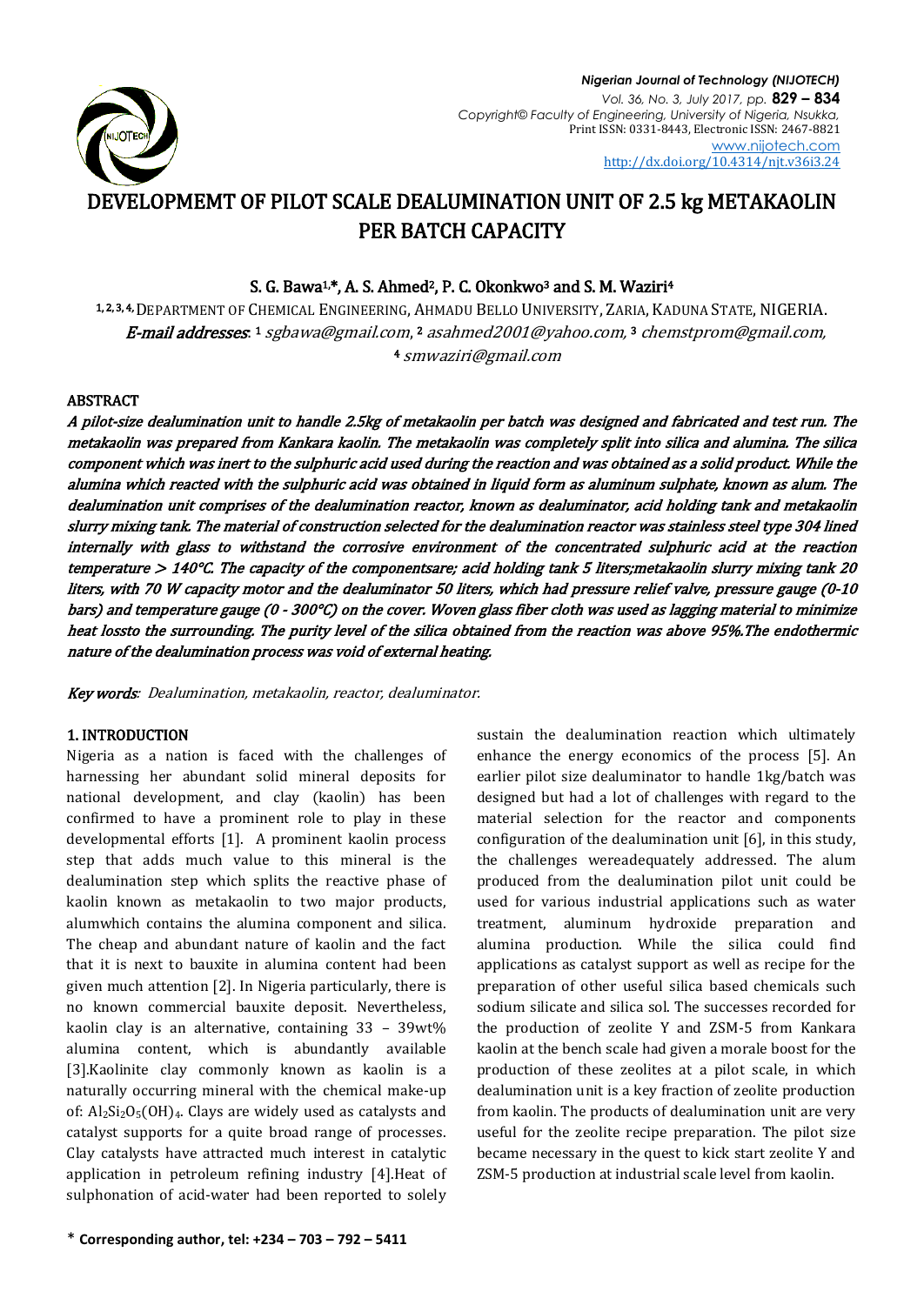# DEVELOPMEMT OF PILOT SCALE DEALUMINATION UNIT OF 2.5 kg METAKAOLIN PER BATCH CAPACITY

**S. G. Bawa[1,*], A. S. Ahmed[2], P. C. Okonkwo[3] and S. M. Waziri[4]**

[1, 2, 3, 4] DEPARTMENT OF CHEMICAL ENGINEERING, AHMADU BELLO UNIVERSITY, ZARIA, KADUNA STATE, NIGERIA.

***E-mail addresses***: [1] *sgbawa@gmail.com*, [2] *asahmed2001@yahoo.com*, [3] *chemstprom@gmail.com*, [4] *smwaziri@gmail.com*

## ABSTRACT

***A pilot-size dealumination unit to handle 2.5kg of metakaolin per batch was designed and fabricated and test run. The metakaolin was prepared from Kankara kaolin. The metakaolin was completely split into silica and alumina. The silica component which was inert to the sulphuric acid used during the reaction and was obtained as a solid product. While the alumina which reacted with the sulphuric acid was obtained in liquid form as aluminum sulphate, known as alum. The dealumination unit comprises of the dealumination reactor, known as dealuminator, acid holding tank and metakaolin slurry mixing tank. The material of construction selected for the dealumination reactor was stainless steel type 304 lined internally with glass to withstand the corrosive environment of the concentrated sulphuric acid at the reaction temperature > 140°C. The capacity of the componentsare; acid holding tank 5 liters;metakaolin slurry mixing tank 20 liters, with 70 W capacity motor and the dealuminator 50 liters, which had pressure relief valve, pressure gauge (0-10 bars) and temperature gauge (0 - 300°C) on the cover. Woven glass fiber cloth was used as lagging material to minimize heat lossto the surrounding. The purity level of the silica obtained from the reaction was above 95%.The endothermic nature of the dealumination process was void of external heating.***

***Key words***: *Dealumination, metakaolin, reactor, dealuminator.*

## 1. INTRODUCTION

Nigeria as a nation is faced with the challenges of harnessing her abundant solid mineral deposits for national development, and clay (kaolin) has been confirmed to have a prominent role to play in these developmental efforts [1]. A prominent kaolin process step that adds much value to this mineral is the dealumination step which splits the reactive phase of kaolin known as metakaolin to two major products, alumwhich contains the alumina component and silica. The cheap and abundant nature of kaolin and the fact that it is next to bauxite in alumina content had been given much attention [2]. In Nigeria particularly, there is no known commercial bauxite deposit. Nevertheless, kaolin clay is an alternative, containing 33 – 39wt% alumina content, which is abundantly available [3].Kaolinite clay commonly known as kaolin is a naturally occurring mineral with the chemical make-up of: $Al_2Si_2O_5(OH)_4$. Clays are widely used as catalysts and catalyst supports for a quite broad range of processes. Clay catalysts have attracted much interest in catalytic application in petroleum refining industry [4].Heat of sulphonation of acid-water had been reported to solely sustain the dealumination reaction which ultimately enhance the energy economics of the process [5]. An earlier pilot size dealuminator to handle 1kg/batch was designed but had a lot of challenges with regard to the material selection for the reactor and components configuration of the dealumination unit [6], in this study, the challenges wereadequately addressed. The alum produced from the dealumination pilot unit could be used for various industrial applications such as water treatment, aluminum hydroxide preparation and alumina production. While the silica could find applications as catalyst support as well as recipe for the preparation of other useful silica based chemicals such sodium silicate and silica sol. The successes recorded for the production of zeolite Y and ZSM-5 from Kankara kaolin at the bench scale had given a morale boost for the production of these zeolites at a pilot scale, in which dealumination unit is a key fraction of zeolite production from kaolin. The products of dealumination unit are very useful for the zeolite recipe preparation. The pilot size became necessary in the quest to kick start zeolite Y and ZSM-5 production at industrial scale level from kaolin.

\* **Corresponding author, tel: +234 – 703 – 792 – 5411**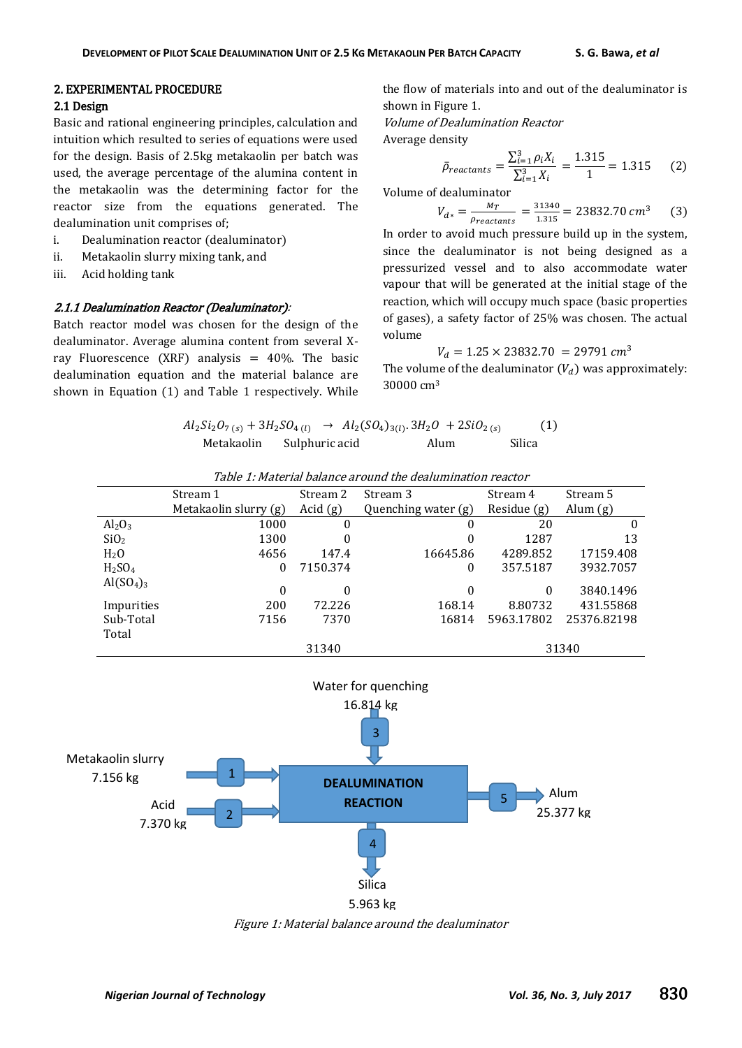## 2. EXPERIMENTAL PROCEDURE

### 2.1 Design

Basic and rational engineering principles, calculation and intuition which resulted to series of equations were used for the design. Basis of 2.5kg metakaolin per batch was used, the average percentage of the alumina content in the metakaolin was the determining factor for the reactor size from the equations generated. The dealumination unit comprises of;

i. Dealumination reactor (dealuminator)
ii. Metakaolin slurry mixing tank, and
iii. Acid holding tank

#### *2.1.1 Dealumination Reactor (Dealuminator):*

Batch reactor model was chosen for the design of the dealuminator. Average alumina content from several X-ray Fluorescence (XRF) analysis = 40%. The basic dealumination equation and the material balance are shown in Equation (1) and Table 1 respectively. While the flow of materials into and out of the dealuminator is shown in Figure 1.

*Volume of Dealumination Reactor*

Average density

$$\bar{\rho}_{reactants} = \frac{\sum_{i=1}^{3} \rho_i X_i}{\sum_{i=1}^{3} X_i} = \frac{1.315}{1} = 1.315 \qquad (2)$$

Volume of dealuminator

$$V_{d*} = \frac{M_T}{\rho_{reactants}} = \frac{31340}{1.315} = 23832.70\, cm^3 \qquad (3)$$

In order to avoid much pressure build up in the system, since the dealuminator is not being designed as a pressurized vessel and to also accommodate water vapour that will be generated at the initial stage of the reaction, which will occupy much space (basic properties of gases), a safety factor of 25% was chosen. The actual volume

$$V_d = 1.25 \times 23832.70 = 29791\, cm^3$$

The volume of the dealuminator ($V_d$) was approximately: 30000 cm$^3$

$$\underset{\text{Metakaolin}}{Al_2Si_2O_{7\,(s)}} + \underset{\text{Sulphuric acid}}{3H_2SO_{4\,(l)}} \rightarrow \underset{\text{Alum}}{Al_2(SO_4)_{3(l)}.3H_2O} + \underset{\text{Silica}}{2SiO_{2\,(s)}} \qquad (1)$$

*Table 1: Material balance around the dealumination reactor*

| | Stream 1 Metakaolin slurry (g) | Stream 2 Acid (g) | Stream 3 Quenching water (g) | Stream 4 Residue (g) | Stream 5 Alum (g) |
|---|---|---|---|---|---|
| $Al_2O_3$ | 1000 | 0 | 0 | 20 | 0 |
| $SiO_2$ | 1300 | 0 | 0 | 1287 | 13 |
| $H_2O$ | 4656 | 147.4 | 16645.86 | 4289.852 | 17159.408 |
| $H_2SO_4$ | 0 | 7150.374 | 0 | 357.5187 | 3932.7057 |
| $Al(SO_4)_3$ | 0 | 0 | 0 | 0 | 3840.1496 |
| Impurities | 200 | 72.226 | 168.14 | 8.80732 | 431.55868 |
| Sub-Total | 7156 | 7370 | 16814 | 5963.17802 | 25376.82198 |
| Total | | 31340 | | | 31340 |

Water for quenching 16.814 kg (Stream 3); Metakaolin slurry 7.156 kg (Stream 1); Acid 7.370 kg (Stream 2); DEALUMINATION REACTION; Alum 25.377 kg (Stream 5); Silica 5.963 kg (Stream 4)

*Figure 1: Material balance around the dealuminator*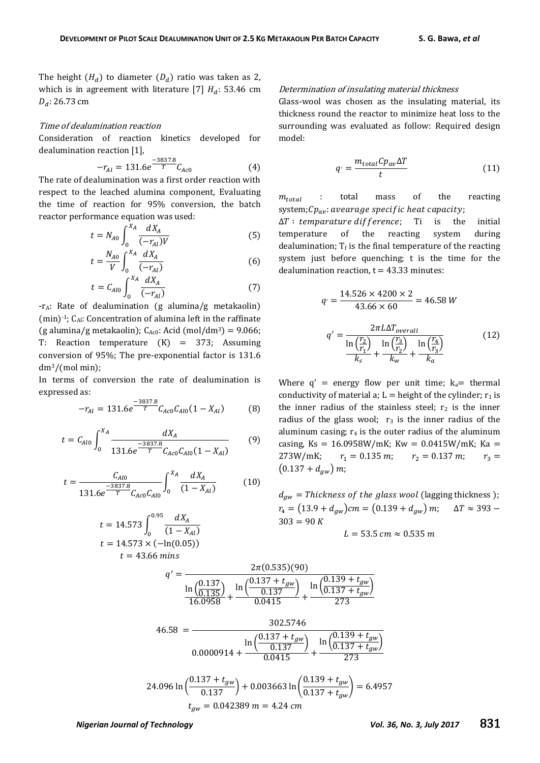The height ($H_d$) to diameter ($D_d$) ratio was taken as 2, which is in agreement with literature [7] $H_d$: 53.46 cm $D_d$: 26.73 cm

*Time of dealumination reaction*

Consideration of reaction kinetics developed for dealumination reaction [1],

$$-r_{Al} = 131.6e^{\frac{-3837.8}{T}}C_{Ac0} \tag{4}$$

The rate of dealumination was a first order reaction with respect to the leached alumina component, Evaluating the time of reaction for 95% conversion, the batch reactor performance equation was used:

$$t = N_{A0}\int_0^{X_A}\frac{dX_A}{(-r_{Al})V} \tag{5}$$

$$t = \frac{N_{A0}}{V}\int_0^{X_A}\frac{dX_A}{(-r_{Al})} \tag{6}$$

$$t = C_{Al0}\int_0^{X_A}\frac{dX_A}{(-r_{Al})} \tag{7}$$

$-r_A$: Rate of dealumination (g alumina/g metakaolin) $(\text{min})^{-1}$; $C_{Al}$: Concentration of alumina left in the raffinate (g alumina/g metakaolin); $C_{Ac0}$: Acid (mol/dm$^3$) = 9.066; T: Reaction temperature (K) = 373; Assuming conversion of 95%; The pre-exponential factor is 131.6 dm$^3$/(mol min);

In terms of conversion the rate of dealumination is expressed as:

$$-r_{Al} = 131.6e^{\frac{-3837.8}{T}}C_{Ac0}C_{Al0}(1 - X_{Al}) \tag{8}$$

$$t = C_{Al0}\int_0^{X_A}\frac{dX_A}{131.6e^{\frac{-3837.8}{T}}C_{Ac0}C_{Al0}(1 - X_{Al})} \tag{9}$$

$$t = \frac{C_{Al0}}{131.6e^{\frac{-3837.8}{T}}C_{Ac0}C_{Al0}}\int_0^{X_A}\frac{dX_A}{(1 - X_{Al})} \tag{10}$$

$$t = 14.573\int_0^{0.95}\frac{dX_A}{(1 - X_{Al})}$$

$$t = 14.573 \times (-\ln(0.05))$$

$$t = 43.66\ mins$$

*Determination of insulating material thickness*

Glass-wool was chosen as the insulating material, its thickness round the reactor to minimize heat loss to the surrounding was evaluated as follow: Required design model:

$$q^{\cdot} = \frac{m_{total}Cp_{av}\Delta T}{t} \tag{11}$$

$m_{total}$ : total mass of the reacting system; $Cp_{av}$: *avearage specific heat capacity*; $\Delta T$ : *temparature difference*; Ti is the initial temperature of the reacting system during dealumination; $T_f$ is the final temperature of the reacting system just before quenching; t is the time for the dealumination reaction, t = 43.33 minutes:

$$q^{\cdot} = \frac{14.526 \times 4200 \times 2}{43.66 \times 60} = 46.58\ W$$

$$q' = \frac{2\pi L\Delta T_{overall}}{\frac{\ln\left(\frac{r_2}{r_1}\right)}{k_s} + \frac{\ln\left(\frac{r_3}{r_2}\right)}{k_w} + \frac{\ln\left(\frac{r_4}{r_3}\right)}{k_a}} \tag{12}$$

Where q' = energy flow per unit time; $k_a$= thermal conductivity of material a; L = height of the cylinder; $r_1$ is the inner radius of the stainless steel; $r_2$ is the inner radius of the glass wool; $r_3$ is the inner radius of the aluminum casing; $r_4$ is the outer radius of the aluminum casing, Ks = 16.0958W/mK; Kw = 0.0415W/mK; Ka = 273W/mK; $r_1 = 0.135\ m$; $r_2 = 0.137\ m$; $r_3 = (0.137 + d_{gw})\ m$;

$d_{gw} = Thickness\ of\ the\ glass\ wool$ (lagging thickness ); $r_4 = (13.9 + d_{gw})cm = (0.139 + d_{gw})\ m$; $\Delta T \approx 393 - 303 = 90\ K$

$$L = 53.5\ cm \approx 0.535\ m$$

$$q' = \frac{2\pi(0.535)(90)}{\frac{\ln\left(\frac{0.137}{0.135}\right)}{16.0958} + \frac{\ln\left(\frac{0.137 + t_{gw}}{0.137}\right)}{0.0415} + \frac{\ln\left(\frac{0.139 + t_{gw}}{0.137 + t_{gw}}\right)}{273}}$$

$$46.58 = \frac{302.5746}{0.0000914 + \frac{\ln\left(\frac{0.137 + t_{gw}}{0.137}\right)}{0.0415} + \frac{\ln\left(\frac{0.139 + t_{gw}}{0.137 + t_{gw}}\right)}{273}}$$

$$24.096\ln\left(\frac{0.137 + t_{gw}}{0.137}\right) + 0.003663\ln\left(\frac{0.139 + t_{gw}}{0.137 + t_{gw}}\right) = 6.4957$$

$$t_{gw} = 0.042389\ m = 4.24\ cm$$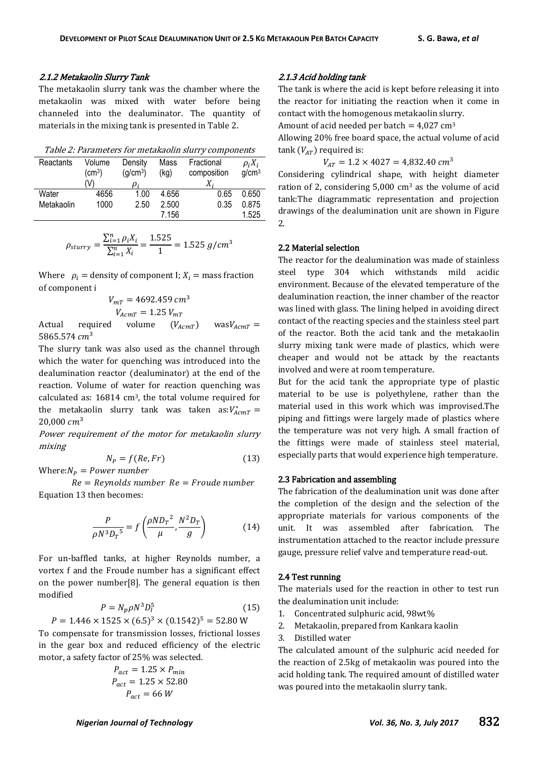### 2.1.2 Metakaolin Slurry Tank

The metakaolin slurry tank was the chamber where the metakaolin was mixed with water before being channeled into the dealuminator. The quantity of materials in the mixing tank is presented in Table 2.

*Table 2: Parameters for metakaolin slurry components*

| Reactants | Volume (cm$^3$) (V) | Density (g/cm$^3$) $\rho_i$ | Mass (kg) | Fractional composition $X_i$ | $\rho_i X_i$ g/cm$^3$ |
|---|---|---|---|---|---|
| Water | 4656 | 1.00 | 4.656 | 0.65 | 0.650 |
| Metakaolin | 1000 | 2.50 | 2.500 | 0.35 | 0.875 |
| | | | 7.156 | | 1.525 |

$$\rho_{slurry} = \frac{\sum_{i=1}^{n} \rho_i X_i}{\sum_{i=1}^{n} X_i} = \frac{1.525}{1} = 1.525\ g/cm^3$$

Where $\rho_i$ = density of component I; $X_i$ = mass fraction of component i

$$V_{mT} = 4692.459\ cm^3$$

$$V_{AcmT} = 1.25\ V_{mT}$$

Actual required volume ($V_{AcmT}$) was $V_{AcmT} = 5865.574\ cm^3$

The slurry tank was also used as the channel through which the water for quenching was introduced into the dealumination reactor (dealuminator) at the end of the reaction. Volume of water for reaction quenching was calculated as: 16814 cm$^3$, the total volume required for the metakaolin slurry tank was taken as: $V_{AcmT}^{*} = 20{,}000\ cm^3$

*Power requirement of the motor for metakaolin slurry mixing*

$$N_P = f(Re, Fr) \tag{13}$$

Where: $N_P = Power\ number$

$Re = Reynolds\ number\ \ Re = Froude\ number$

Equation 13 then becomes:

$$\frac{P}{\rho N^3 {D_T}^5} = f\left(\frac{\rho N {D_T}^2}{\mu}, \frac{N^2 D_T}{g}\right) \tag{14}$$

For un-baffled tanks, at higher Reynolds number, a vortex f and the Froude number has a significant effect on the power number[8]. The general equation is then modified

$$P = N_p \rho N^3 D_I^5 \tag{15}$$

$$P = 1.446 \times 1525 \times (6.5)^3 \times (0.1542)^5 = 52.80\ \text{W}$$

To compensate for transmission losses, frictional losses in the gear box and reduced efficiency of the electric motor, a safety factor of 25% was selected.

$$P_{act} = 1.25 \times P_{min}$$

$$P_{act} = 1.25 \times 52.80$$

$$P_{act} = 66\ W$$

### 2.1.3 Acid holding tank

The tank is where the acid is kept before releasing it into the reactor for initiating the reaction when it come in contact with the homogenous metakaolin slurry.

Amount of acid needed per batch = 4,027 cm$^3$

Allowing 20% free board space, the actual volume of acid tank ($V_{AT}$) required is:

$$V_{AT} = 1.2 \times 4027 = 4{,}832.40\ cm^3$$

Considering cylindrical shape, with height diameter ration of 2, considering 5,000 cm$^3$ as the volume of acid tank:The diagrammatic representation and projection drawings of the dealumination unit are shown in Figure 2.

## 2.2 Material selection

The reactor for the dealumination was made of stainless steel type 304 which withstands mild acidic environment. Because of the elevated temperature of the dealumination reaction, the inner chamber of the reactor was lined with glass. The lining helped in avoiding direct contact of the reacting species and the stainless steel part of the reactor. Both the acid tank and the metakaolin slurry mixing tank were made of plastics, which were cheaper and would not be attack by the reactants involved and were at room temperature.

But for the acid tank the appropriate type of plastic material to be use is polyethylene, rather than the material used in this work which was improvised.The piping and fittings were largely made of plastics where the temperature was not very high. A small fraction of the fittings were made of stainless steel material, especially parts that would experience high temperature.

## 2.3 Fabrication and assembling

The fabrication of the dealumination unit was done after the completion of the design and the selection of the appropriate materials for various components of the unit. It was assembled after fabrication. The instrumentation attached to the reactor include pressure gauge, pressure relief valve and temperature read-out.

## 2.4 Test running

The materials used for the reaction in other to test run the dealumination unit include:

1. Concentrated sulphuric acid, 98wt%
2. Metakaolin, prepared from Kankara kaolin
3. Distilled water

The calculated amount of the sulphuric acid needed for the reaction of 2.5kg of metakaolin was poured into the acid holding tank. The required amount of distilled water was poured into the metakaolin slurry tank.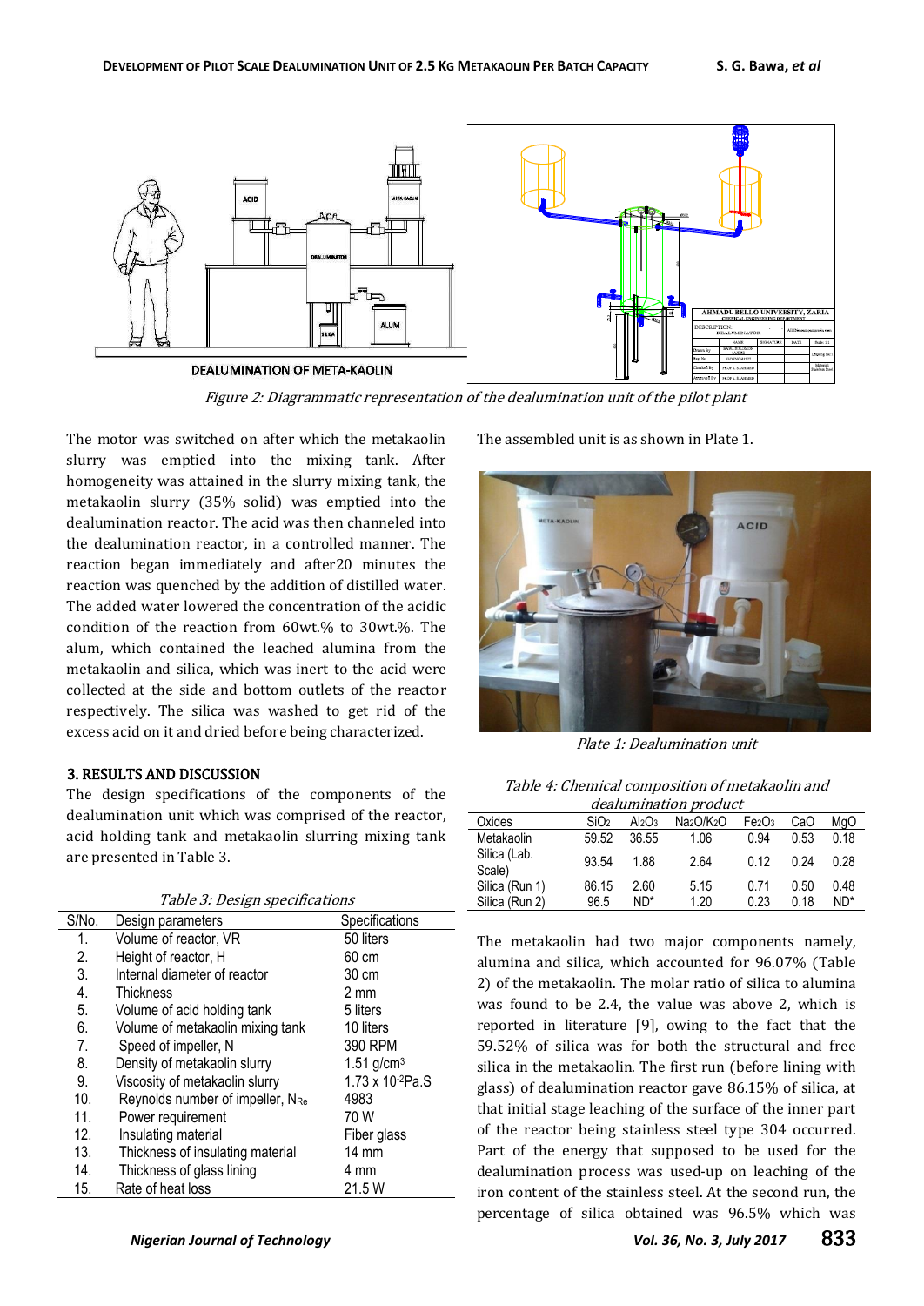*Figure 2: Diagrammatic representation of the dealumination unit of the pilot plant*

The motor was switched on after which the metakaolin slurry was emptied into the mixing tank. After homogeneity was attained in the slurry mixing tank, the metakaolin slurry (35% solid) was emptied into the dealumination reactor. The acid was then channeled into the dealumination reactor, in a controlled manner. The reaction began immediately and after20 minutes the reaction was quenched by the addition of distilled water. The added water lowered the concentration of the acidic condition of the reaction from 60wt.% to 30wt.%. The alum, which contained the leached alumina from the metakaolin and silica, which was inert to the acid were collected at the side and bottom outlets of the reactor respectively. The silica was washed to get rid of the excess acid on it and dried before being characterized.

The assembled unit is as shown in Plate 1.

*Plate 1: Dealumination unit*

## 3. RESULTS AND DISCUSSION

The design specifications of the components of the dealumination unit which was comprised of the reactor, acid holding tank and metakaolin slurring mixing tank are presented in Table 3.

*Table 3: Design specifications*

| S/No. | Design parameters | Specifications |
|---|---|---|
| 1. | Volume of reactor, VR | 50 liters |
| 2. | Height of reactor, H | 60 cm |
| 3. | Internal diameter of reactor | 30 cm |
| 4. | Thickness | 2 mm |
| 5. | Volume of acid holding tank | 5 liters |
| 6. | Volume of metakaolin mixing tank | 10 liters |
| 7. | Speed of impeller, N | 390 RPM |
| 8. | Density of metakaolin slurry | 1.51 g/cm$^3$ |
| 9. | Viscosity of metakaolin slurry | $1.73 \times 10^{-2}$Pa.S |
| 10. | Reynolds number of impeller, $N_{Re}$ | 4983 |
| 11. | Power requirement | 70 W |
| 12. | Insulating material | Fiber glass |
| 13. | Thickness of insulating material | 14 mm |
| 14. | Thickness of glass lining | 4 mm |
| 15. | Rate of heat loss | 21.5 W |

*Table 4: Chemical composition of metakaolin and dealumination product*

| Oxides | $SiO_2$ | $Al_2O_3$ | $Na_2O/K_2O$ | $Fe_2O_3$ | CaO | MgO |
|---|---|---|---|---|---|---|
| Metakaolin | 59.52 | 36.55 | 1.06 | 0.94 | 0.53 | 0.18 |
| Silica (Lab. Scale) | 93.54 | 1.88 | 2.64 | 0.12 | 0.24 | 0.28 |
| Silica (Run 1) | 86.15 | 2.60 | 5.15 | 0.71 | 0.50 | 0.48 |
| Silica (Run 2) | 96.5 | ND* | 1.20 | 0.23 | 0.18 | ND* |

The metakaolin had two major components namely, alumina and silica, which accounted for 96.07% (Table 2) of the metakaolin. The molar ratio of silica to alumina was found to be 2.4, the value was above 2, which is reported in literature [9], owing to the fact that the 59.52% of silica was for both the structural and free silica in the metakaolin. The first run (before lining with glass) of dealumination reactor gave 86.15% of silica, at that initial stage leaching of the surface of the inner part of the reactor being stainless steel type 304 occurred. Part of the energy that supposed to be used for the dealumination process was used-up on leaching of the iron content of the stainless steel. At the second run, the percentage of silica obtained was 96.5% which was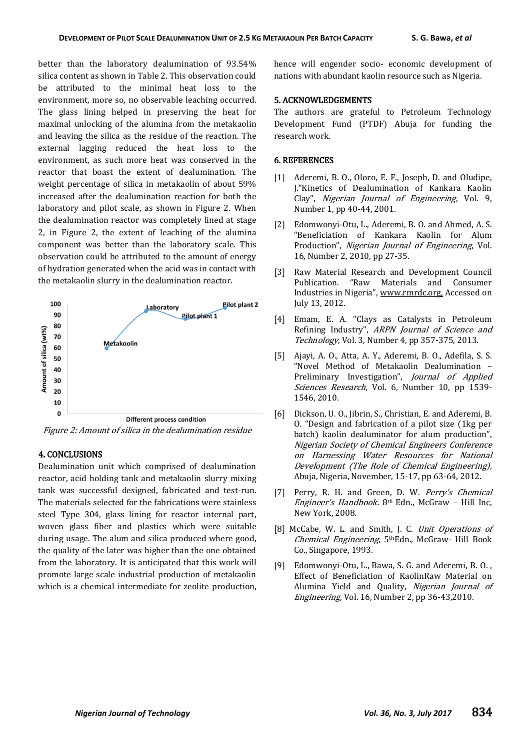better than the laboratory dealumination of 93.54% silica content as shown in Table 2. This observation could be attributed to the minimal heat loss to the environment, more so, no observable leaching occurred. The glass lining helped in preserving the heat for maximal unlocking of the alumina from the metakaolin and leaving the silica as the residue of the reaction. The external lagging reduced the heat loss to the environment, as such more heat was conserved in the reactor that boast the extent of dealumination. The weight percentage of silica in metakaolin of about 59% increased after the dealumination reaction for both the laboratory and pilot scale, as shown in Figure 2. When the dealumination reactor was completely lined at stage 2, in Figure 2, the extent of leaching of the alumina component was better than the laboratory scale. This observation could be attributed to the amount of energy of hydration generated when the acid was in contact with the metakaolin slurry in the dealumination reactor.

Amount of silica (wt%)

100
90
80
70
60
50
40
30
20
10
0

Metakoolin
Laboratory
Pilot plant 1
Pilot plant 2

Different process condition

*Figure 2: Amount of silica in the dealumination residue*

## 4. CONCLUSIONS

Dealumination unit which comprised of dealumination reactor, acid holding tank and metakaolin slurry mixing tank was successful designed, fabricated and test-run. The materials selected for the fabrications were stainless steel Type 304, glass lining for reactor internal part, woven glass fiber and plastics which were suitable during usage. The alum and silica produced where good, the quality of the later was higher than the one obtained from the laboratory. It is anticipated that this work will promote large scale industrial production of metakaolin which is a chemical intermediate for zeolite production, hence will engender socio- economic development of nations with abundant kaolin resource such as Nigeria.

## 5. ACKNOWLEDGEMENTS

The authors are grateful to Petroleum Technology Development Fund (PTDF) Abuja for funding the research work.

## 6. REFERENCES

[1] Aderemi, B. O., Oloro, E. F., Joseph, D. and Oludipe, J."Kinetics of Dealumination of Kankara Kaolin Clay", *Nigerian Journal of Engineering*, Vol. 9, Number 1, pp 40-44, 2001.

[2] Edomwonyi-Otu, L., Aderemi, B. O. and Ahmed, A. S. "Beneficiation of Kankara Kaolin for Alum Production", *Nigerian Journal of Engineering*, Vol. 16, Number 2, 2010, pp 27-35.

[3] Raw Material Research and Development Council Publication. "Raw Materials and Consumer Industries in Nigeria", www.rmrdc.org, Accessed on July 13, 2012.

[4] Emam, E. A. "Clays as Catalysts in Petroleum Refining Industry", *ARPN Journal of Science and Technology*, Vol. 3, Number 4, pp 357-375, 2013.

[5] Ajayi, A. O., Atta, A. Y., Aderemi, B. O., Adefila, S. S. "Novel Method of Metakaolin Dealumination – Preliminary Investigation", *Journal of Applied Sciences Research*, Vol. 6, Number 10, pp 1539-1546, 2010.

[6] Dickson, U. O., Jibrin, S., Christian, E. and Aderemi, B. O. "Design and fabrication of a pilot size (1kg per batch) kaolin dealuminator for alum production", *Nigerian Society of Chemical Engineers Conference on Harnessing Water Resources for National Development (The Role of Chemical Engineering)*, Abuja, Nigeria, November, 15-17, pp 63-64, 2012.

[7] Perry, R. H. and Green, D. W. *Perry's Chemical Engineer's Handbook.* 8th Edn., McGraw – Hill Inc, New York, 2008.

[8] McCabe, W. L. and Smith, J. C. *Unit Operations of Chemical Engineering*, 5th Edn., McGraw- Hill Book Co., Singapore, 1993.

[9] Edomwonyi-Otu, L., Bawa, S. G. and Aderemi, B. O. , Effect of Beneficiation of KaolinRaw Material on Alumina Yield and Quality, *Nigerian Journal of Engineering*, Vol. 16, Number 2, pp 36-43,2010.